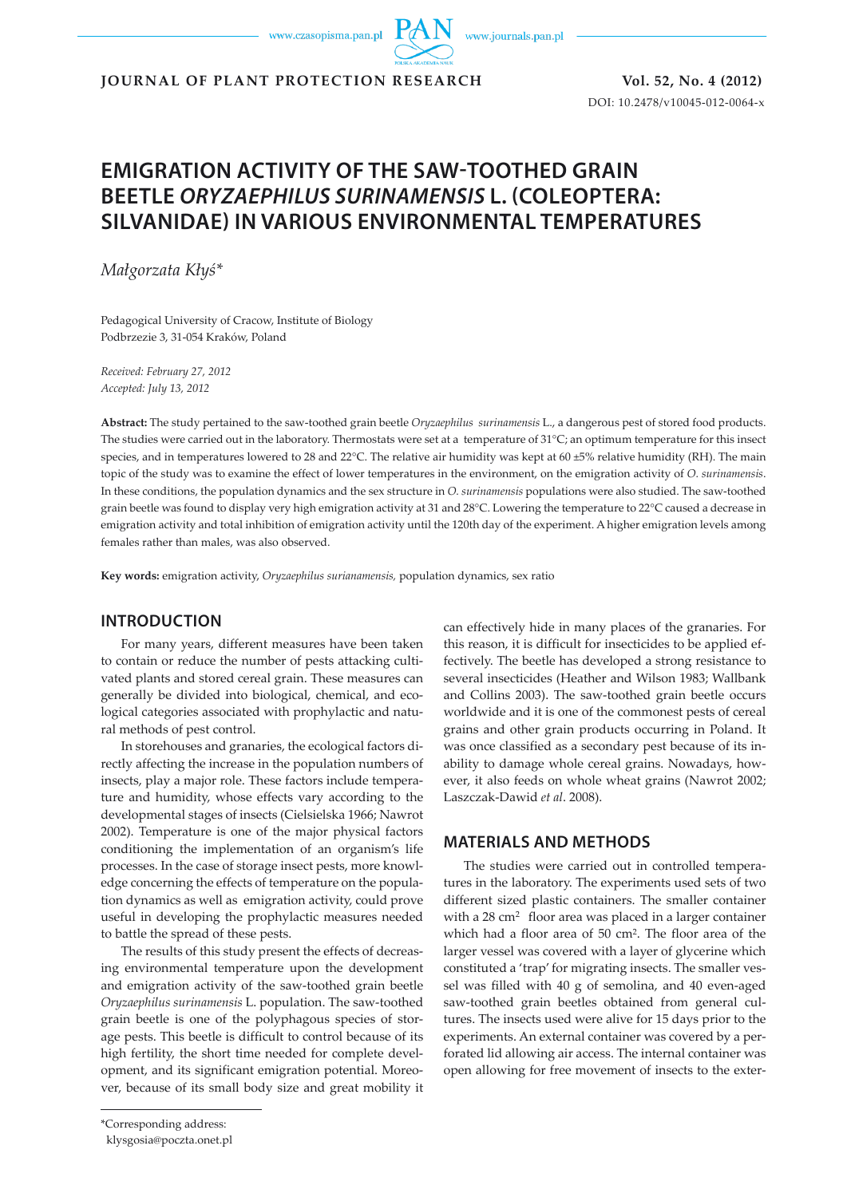# EMIGRATION ACTIVITY OF THE SAW-TOOTHED GRAIN BEETLE *ORYZAEPHILUS SURINAMENSIS* L. (COLEOPTERA: SILVANIDAE) IN VARIOUS ENVIRONMENTAL TEMPERATURES

*Małgorzata Kłyś**

Pedagogical University of Cracow, Institute of Biology
Podbrzezie 3, 31-054 Kraków, Poland

*Received: February 27, 2012*
*Accepted: July 13, 2012*

**Abstract:** The study pertained to the saw-toothed grain beetle *Oryzaephilus surinamensis* L., a dangerous pest of stored food products. The studies were carried out in the laboratory. Thermostats were set at a temperature of 31°C; an optimum temperature for this insect species, and in temperatures lowered to 28 and 22°C. The relative air humidity was kept at 60 ±5% relative humidity (RH). The main topic of the study was to examine the effect of lower temperatures in the environment, on the emigration activity of *O. surinamensis*. In these conditions, the population dynamics and the sex structure in *O. surinamensis* populations were also studied. The saw-toothed grain beetle was found to display very high emigration activity at 31 and 28°C. Lowering the temperature to 22°C caused a decrease in emigration activity and total inhibition of emigration activity until the 120th day of the experiment. A higher emigration levels among females rather than males, was also observed.

**Key words:** emigration activity, *Oryzaephilus surianamensis,* population dynamics, sex ratio

## INTRODUCTION

For many years, different measures have been taken to contain or reduce the number of pests attacking cultivated plants and stored cereal grain. These measures can generally be divided into biological, chemical, and ecological categories associated with prophylactic and natural methods of pest control.

In storehouses and granaries, the ecological factors directly affecting the increase in the population numbers of insects, play a major role. These factors include temperature and humidity, whose effects vary according to the developmental stages of insects (Cielsielska 1966; Nawrot 2002). Temperature is one of the major physical factors conditioning the implementation of an organism's life processes. In the case of storage insect pests, more knowledge concerning the effects of temperature on the population dynamics as well as emigration activity, could prove useful in developing the prophylactic measures needed to battle the spread of these pests.

The results of this study present the effects of decreasing environmental temperature upon the development and emigration activity of the saw-toothed grain beetle *Oryzaephilus surinamensis* L. population. The saw-toothed grain beetle is one of the polyphagous species of storage pests. This beetle is difficult to control because of its high fertility, the short time needed for complete development, and its significant emigration potential. Moreover, because of its small body size and great mobility it can effectively hide in many places of the granaries. For this reason, it is difficult for insecticides to be applied effectively. The beetle has developed a strong resistance to several insecticides (Heather and Wilson 1983; Wallbank and Collins 2003). The saw-toothed grain beetle occurs worldwide and it is one of the commonest pests of cereal grains and other grain products occurring in Poland. It was once classified as a secondary pest because of its inability to damage whole cereal grains. Nowadays, however, it also feeds on whole wheat grains (Nawrot 2002; Laszczak-Dawid *et al*. 2008).

## MATERIALS AND METHODS

The studies were carried out in controlled temperatures in the laboratory. The experiments used sets of two different sized plastic containers. The smaller container with a 28 cm$^2$ floor area was placed in a larger container which had a floor area of 50 cm$^2$. The floor area of the larger vessel was covered with a layer of glycerine which constituted a 'trap' for migrating insects. The smaller vessel was filled with 40 g of semolina, and 40 even-aged saw-toothed grain beetles obtained from general cultures. The insects used were alive for 15 days prior to the experiments. An external container was covered by a perforated lid allowing air access. The internal container was open allowing for free movement of insects to the exter-

*Corresponding address:
klysgosia@poczta.onet.pl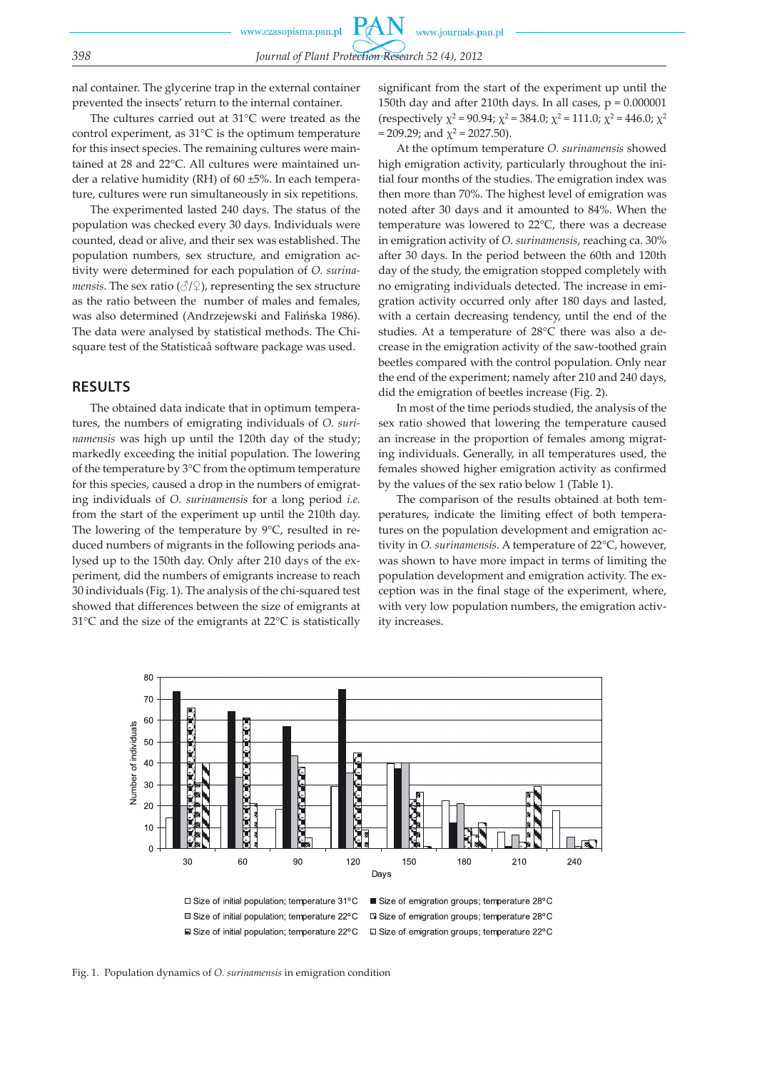nal container. The glycerine trap in the external container prevented the insects' return to the internal container.

The cultures carried out at 31°C were treated as the control experiment, as 31°C is the optimum temperature for this insect species. The remaining cultures were maintained at 28 and 22°C. All cultures were maintained under a relative humidity (RH) of 60 ±5%. In each temperature, cultures were run simultaneously in six repetitions.

The experimented lasted 240 days. The status of the population was checked every 30 days. Individuals were counted, dead or alive, and their sex was established. The population numbers, sex structure, and emigration activity were determined for each population of *O. surinamensis*. The sex ratio (♂/♀), representing the sex structure as the ratio between the number of males and females, was also determined (Andrzejewski and Falińska 1986). The data were analysed by statistical methods. The Chi-square test of the Statisticaâ software package was used.

## RESULTS

The obtained data indicate that in optimum temperatures, the numbers of emigrating individuals of *O. surinamensis* was high up until the 120th day of the study; markedly exceeding the initial population. The lowering of the temperature by 3°C from the optimum temperature for this species, caused a drop in the numbers of emigrating individuals of *O. surinamensis* for a long period *i.e.* from the start of the experiment up until the 210th day. The lowering of the temperature by 9°C, resulted in reduced numbers of migrants in the following periods analysed up to the 150th day. Only after 210 days of the experiment, did the numbers of emigrants increase to reach 30 individuals (Fig. 1). The analysis of the chi-squared test showed that differences between the size of emigrants at 31°C and the size of the emigrants at 22°C is statistically significant from the start of the experiment up until the 150th day and after 210th days. In all cases, p = 0.000001 (respectively $\chi^2 = 90.94$; $\chi^2 = 384.0$; $\chi^2 = 111.0$; $\chi^2 = 446.0$; $\chi^2 = 209.29$; and $\chi^2 = 2027.50$).

At the optimum temperature *O. surinamensis* showed high emigration activity, particularly throughout the initial four months of the studies. The emigration index was then more than 70%. The highest level of emigration was noted after 30 days and it amounted to 84%. When the temperature was lowered to 22°C, there was a decrease in emigration activity of *O. surinamensis*, reaching ca. 30% after 30 days. In the period between the 60th and 120th day of the study, the emigration stopped completely with no emigrating individuals detected. The increase in emigration activity occurred only after 180 days and lasted, with a certain decreasing tendency, until the end of the studies. At a temperature of 28°C there was also a decrease in the emigration activity of the saw-toothed grain beetles compared with the control population. Only near the end of the experiment; namely after 210 and 240 days, did the emigration of beetles increase (Fig. 2).

In most of the time periods studied, the analysis of the sex ratio showed that lowering the temperature caused an increase in the proportion of females among migrating individuals. Generally, in all temperatures used, the females showed higher emigration activity as confirmed by the values of the sex ratio below 1 (Table 1).

The comparison of the results obtained at both temperatures, indicate the limiting effect of both temperatures on the population development and emigration activity in *O. surinamensis*. A temperature of 22°C, however, was shown to have more impact in terms of limiting the population development and emigration activity. The exception was in the final stage of the experiment, where, with very low population numbers, the emigration activity increases.

Fig. 1. Population dynamics of *O. surinamensis* in emigration condition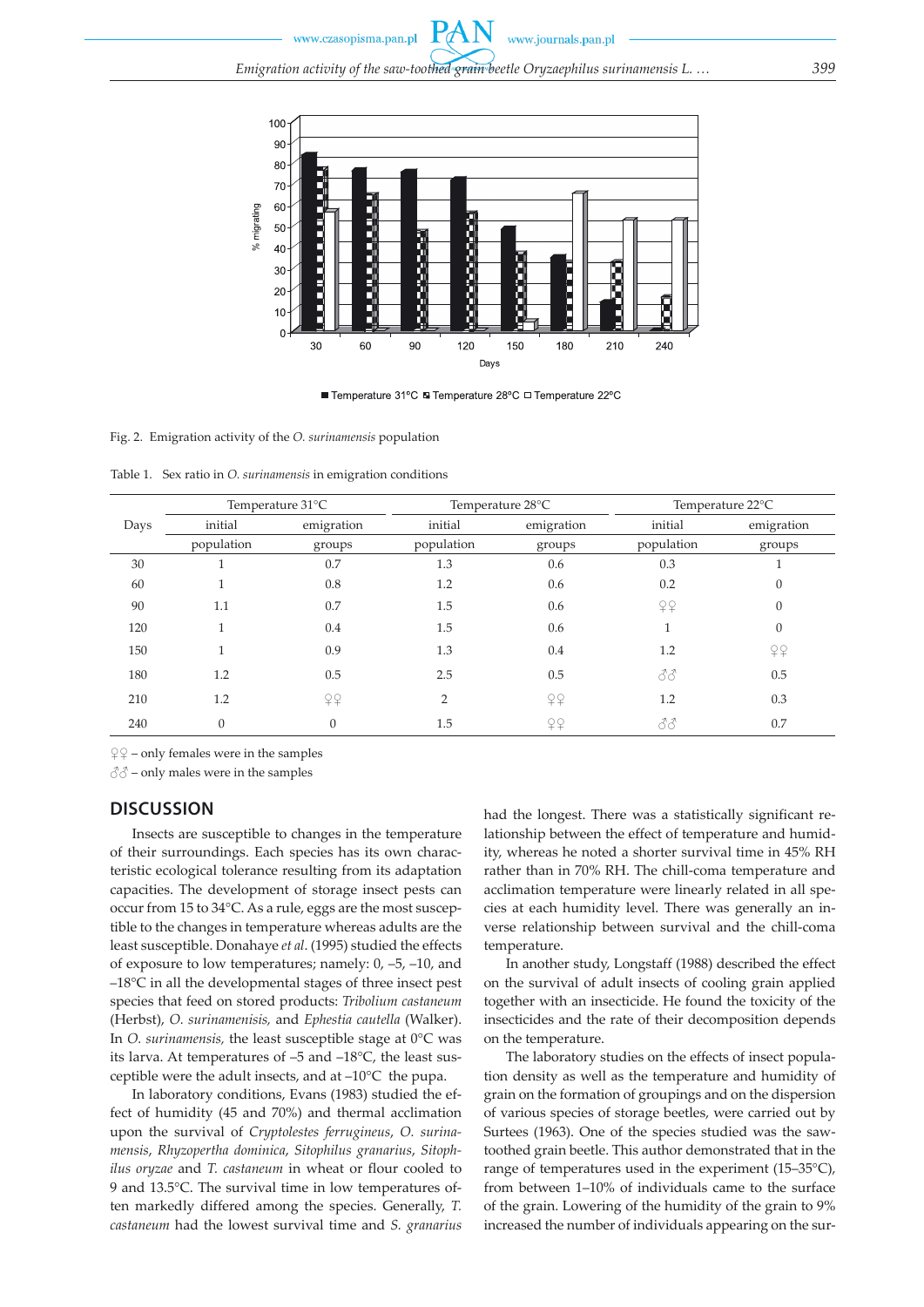Fig. 2. Emigration activity of the *O. surinamensis* population

Table 1. Sex ratio in *O. surinamensis* in emigration conditions

| Days | Temperature 31°C | | Temperature 28°C | | Temperature 22°C | |
|---|---|---|---|---|---|---|
| | initial population | emigration groups | initial population | emigration groups | initial population | emigration groups |
| 30 | 1 | 0.7 | 1.3 | 0.6 | 0.3 | 1 |
| 60 | 1 | 0.8 | 1.2 | 0.6 | 0.2 | 0 |
| 90 | 1.1 | 0.7 | 1.5 | 0.6 | ♀♀ | 0 |
| 120 | 1 | 0.4 | 1.5 | 0.6 | 1 | 0 |
| 150 | 1 | 0.9 | 1.3 | 0.4 | 1.2 | ♀♀ |
| 180 | 1.2 | 0.5 | 2.5 | 0.5 | ♂♂ | 0.5 |
| 210 | 1.2 | ♀♀ | 2 | ♀♀ | 1.2 | 0.3 |
| 240 | 0 | 0 | 1.5 | ♀♀ | ♂♂ | 0.7 |

♀♀ – only females were in the samples

♂♂ – only males were in the samples

## DISCUSSION

Insects are susceptible to changes in the temperature of their surroundings. Each species has its own characteristic ecological tolerance resulting from its adaptation capacities. The development of storage insect pests can occur from 15 to 34°C. As a rule, eggs are the most susceptible to the changes in temperature whereas adults are the least susceptible. Donahaye *et al*. (1995) studied the effects of exposure to low temperatures; namely: 0, –5, –10, and –18°C in all the developmental stages of three insect pest species that feed on stored products: *Tribolium castaneum* (Herbst), *O. surinamenisis,* and *Ephestia cautella* (Walker). In *O. surinamensis,* the least susceptible stage at 0°C was its larva. At temperatures of –5 and –18°C, the least susceptible were the adult insects, and at –10°C the pupa.

In laboratory conditions, Evans (1983) studied the effect of humidity (45 and 70%) and thermal acclimation upon the survival of *Cryptolestes ferrugineus*, *O. surinamensis*, *Rhyzopertha dominica*, *Sitophilus granarius*, *Sitophilus oryzae* and *T. castaneum* in wheat or flour cooled to 9 and 13.5°C. The survival time in low temperatures often markedly differed among the species. Generally, *T. castaneum* had the lowest survival time and *S. granarius* had the longest. There was a statistically significant relationship between the effect of temperature and humidity, whereas he noted a shorter survival time in 45% RH rather than in 70% RH. The chill-coma temperature and acclimation temperature were linearly related in all species at each humidity level. There was generally an inverse relationship between survival and the chill-coma temperature.

In another study, Longstaff (1988) described the effect on the survival of adult insects of cooling grain applied together with an insecticide. He found the toxicity of the insecticides and the rate of their decomposition depends on the temperature.

The laboratory studies on the effects of insect population density as well as the temperature and humidity of grain on the formation of groupings and on the dispersion of various species of storage beetles, were carried out by Surtees (1963). One of the species studied was the saw-toothed grain beetle. This author demonstrated that in the range of temperatures used in the experiment (15–35°C), from between 1–10% of individuals came to the surface of the grain. Lowering of the humidity of the grain to 9% increased the number of individuals appearing on the sur-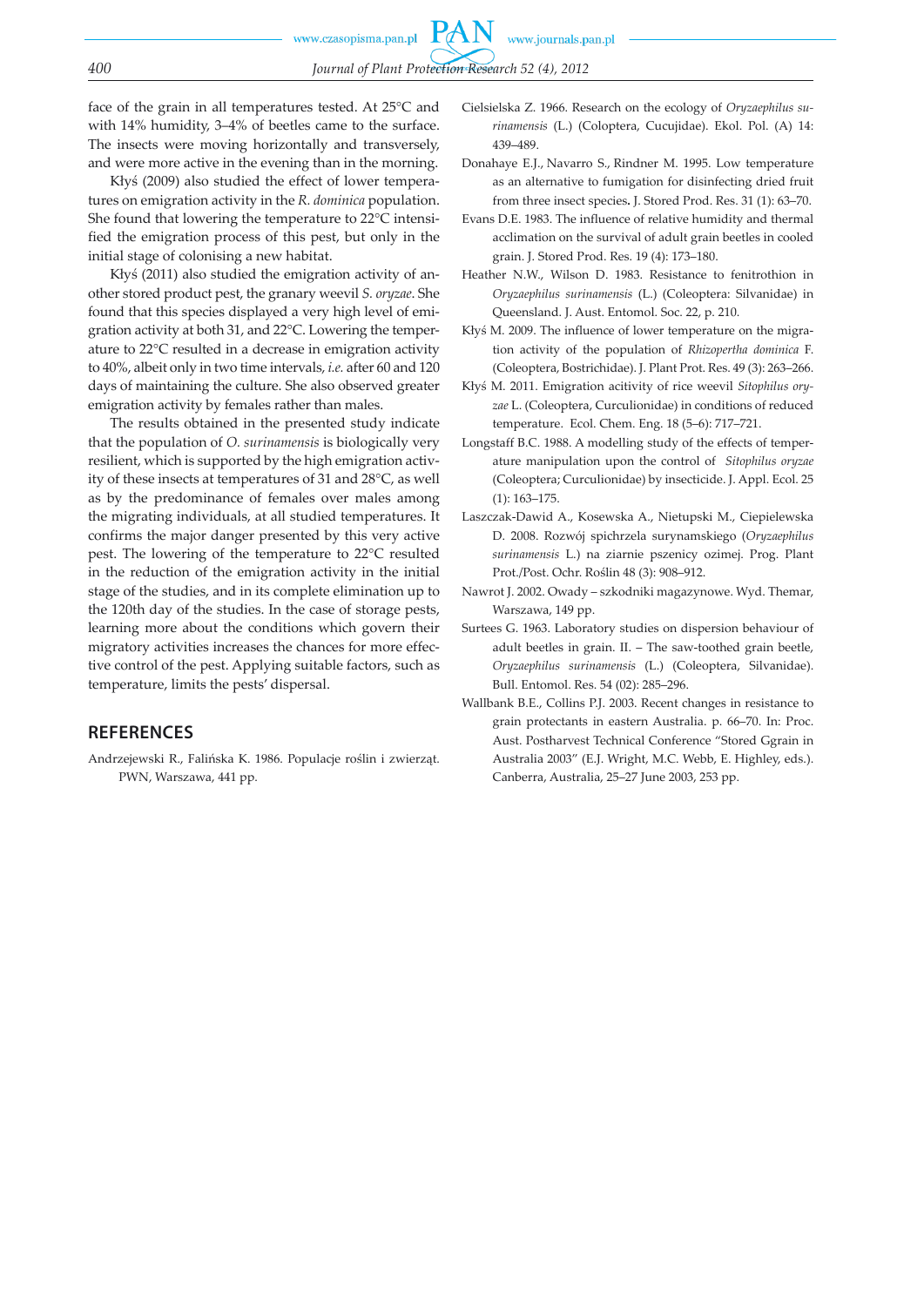face of the grain in all temperatures tested. At 25°C and with 14% humidity, 3–4% of beetles came to the surface. The insects were moving horizontally and transversely, and were more active in the evening than in the morning.

Kłyś (2009) also studied the effect of lower temperatures on emigration activity in the *R. dominica* population. She found that lowering the temperature to 22°C intensified the emigration process of this pest, but only in the initial stage of colonising a new habitat.

Kłyś (2011) also studied the emigration activity of another stored product pest, the granary weevil *S. oryzae*. She found that this species displayed a very high level of emigration activity at both 31, and 22°C. Lowering the temperature to 22°C resulted in a decrease in emigration activity to 40%, albeit only in two time intervals, *i.e.* after 60 and 120 days of maintaining the culture. She also observed greater emigration activity by females rather than males.

The results obtained in the presented study indicate that the population of *O. surinamensis* is biologically very resilient, which is supported by the high emigration activity of these insects at temperatures of 31 and 28°C, as well as by the predominance of females over males among the migrating individuals, at all studied temperatures. It confirms the major danger presented by this very active pest. The lowering of the temperature to 22°C resulted in the reduction of the emigration activity in the initial stage of the studies, and in its complete elimination up to the 120th day of the studies. In the case of storage pests, learning more about the conditions which govern their migratory activities increases the chances for more effective control of the pest. Applying suitable factors, such as temperature, limits the pests' dispersal.

## REFERENCES

Andrzejewski R., Falińska K. 1986. Populacje roślin i zwierząt. PWN, Warszawa, 441 pp.

Cielsielska Z. 1966. Research on the ecology of *Oryzaephilus surinamensis* (L.) (Coloptera, Cucujidae). Ekol. Pol. (A) 14: 439–489.

Donahaye E.J., Navarro S., Rindner M. 1995. Low temperature as an alternative to fumigation for disinfecting dried fruit from three insect species**.** J. Stored Prod. Res. 31 (1): 63–70.

Evans D.E. 1983. The influence of relative humidity and thermal acclimation on the survival of adult grain beetles in cooled grain. J. Stored Prod. Res. 19 (4): 173–180.

Heather N.W., Wilson D. 1983. Resistance to fenitrothion in *Oryzaephilus surinamensis* (L.) (Coleoptera: Silvanidae) in Queensland. J. Aust. Entomol. Soc. 22, p. 210.

Kłyś M. 2009. The influence of lower temperature on the migration activity of the population of *Rhizopertha dominica* F. (Coleoptera, Bostrichidae). J. Plant Prot. Res. 49 (3): 263–266.

Kłyś M. 2011. Emigration acitivity of rice weevil *Sitophilus oryzae* L. (Coleoptera, Curculionidae) in conditions of reduced temperature. Ecol. Chem. Eng. 18 (5–6): 717–721.

Longstaff B.C. 1988. A modelling study of the effects of temperature manipulation upon the control of *Sitophilus oryzae* (Coleoptera; Curculionidae) by insecticide. J. Appl. Ecol. 25 (1): 163–175.

Laszczak-Dawid A., Kosewska A., Nietupski M., Ciepielewska D. 2008. Rozwój spichrzela surynamskiego (*Oryzaephilus surinamensis* L.) na ziarnie pszenicy ozimej. Prog. Plant Prot./Post. Ochr. Roślin 48 (3): 908–912.

Nawrot J. 2002. Owady – szkodniki magazynowe. Wyd. Themar, Warszawa, 149 pp.

Surtees G. 1963. Laboratory studies on dispersion behaviour of adult beetles in grain. II. – The saw-toothed grain beetle, *Oryzaephilus surinamensis* (L.) (Coleoptera, Silvanidae). Bull. Entomol. Res. 54 (02): 285–296.

Wallbank B.E., Collins P.J. 2003. Recent changes in resistance to grain protectants in eastern Australia. p. 66–70. In: Proc. Aust. Postharvest Technical Conference "Stored Ggrain in Australia 2003" (E.J. Wright, M.C. Webb, E. Highley, eds.). Canberra, Australia, 25–27 June 2003, 253 pp.